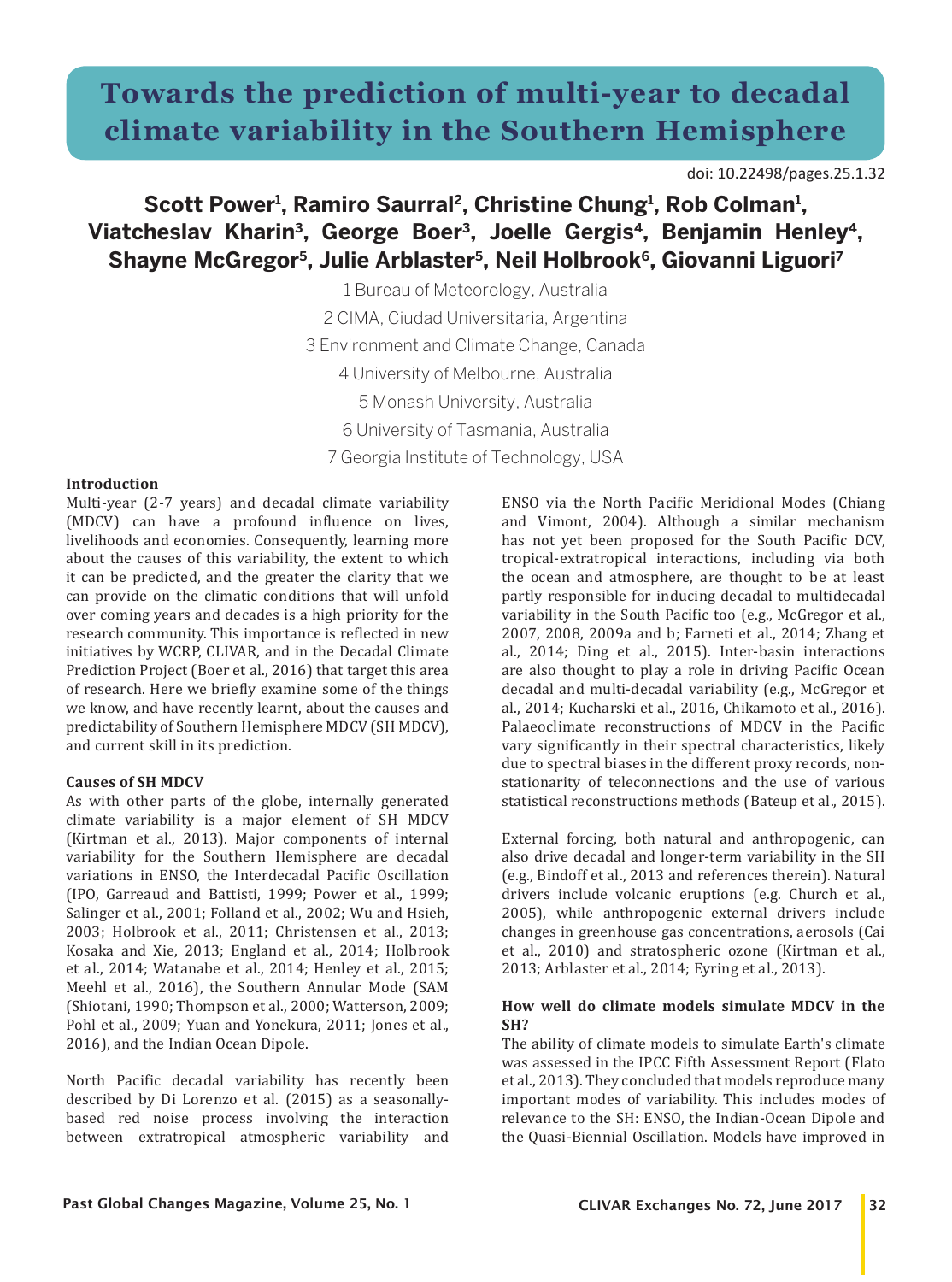# Towards the prediction of multi-year to decadal climate variability in the Southern Hemisphere

doi: 10.22498/pages.25.1.32

**Scott Power[1], Ramiro Saurral[2], Christine Chung[1], Rob Colman[1], Viatcheslav Kharin[3], George Boer[3], Joelle Gergis[4], Benjamin Henley[4], Shayne McGregor[5], Julie Arblaster[5], Neil Holbrook[6], Giovanni Liguori[7]**

1 Bureau of Meteorology, Australia
2 CIMA, Ciudad Universitaria, Argentina
3 Environment and Climate Change, Canada
4 University of Melbourne, Australia
5 Monash University, Australia
6 University of Tasmania, Australia
7 Georgia Institute of Technology, USA

### Introduction

Multi-year (2-7 years) and decadal climate variability (MDCV) can have a profound influence on lives, livelihoods and economies. Consequently, learning more about the causes of this variability, the extent to which it can be predicted, and the greater the clarity that we can provide on the climatic conditions that will unfold over coming years and decades is a high priority for the research community. This importance is reflected in new initiatives by WCRP, CLIVAR, and in the Decadal Climate Prediction Project (Boer et al., 2016) that target this area of research. Here we briefly examine some of the things we know, and have recently learnt, about the causes and predictability of Southern Hemisphere MDCV (SH MDCV), and current skill in its prediction.

### Causes of SH MDCV

As with other parts of the globe, internally generated climate variability is a major element of SH MDCV (Kirtman et al., 2013). Major components of internal variability for the Southern Hemisphere are decadal variations in ENSO, the Interdecadal Pacific Oscillation (IPO, Garreaud and Battisti, 1999; Power et al., 1999; Salinger et al., 2001; Folland et al., 2002; Wu and Hsieh, 2003; Holbrook et al., 2011; Christensen et al., 2013; Kosaka and Xie, 2013; England et al., 2014; Holbrook et al., 2014; Watanabe et al., 2014; Henley et al., 2015; Meehl et al., 2016), the Southern Annular Mode (SAM (Shiotani, 1990; Thompson et al., 2000; Watterson, 2009; Pohl et al., 2009; Yuan and Yonekura, 2011; Jones et al., 2016), and the Indian Ocean Dipole.

North Pacific decadal variability has recently been described by Di Lorenzo et al. (2015) as a seasonally-based red noise process involving the interaction between extratropical atmospheric variability and ENSO via the North Pacific Meridional Modes (Chiang and Vimont, 2004). Although a similar mechanism has not yet been proposed for the South Pacific DCV, tropical-extratropical interactions, including via both the ocean and atmosphere, are thought to be at least partly responsible for inducing decadal to multidecadal variability in the South Pacific too (e.g., McGregor et al., 2007, 2008, 2009a and b; Farneti et al., 2014; Zhang et al., 2014; Ding et al., 2015). Inter-basin interactions are also thought to play a role in driving Pacific Ocean decadal and multi-decadal variability (e.g., McGregor et al., 2014; Kucharski et al., 2016, Chikamoto et al., 2016). Palaeoclimate reconstructions of MDCV in the Pacific vary significantly in their spectral characteristics, likely due to spectral biases in the different proxy records, non-stationarity of teleconnections and the use of various statistical reconstructions methods (Bateup et al., 2015).

External forcing, both natural and anthropogenic, can also drive decadal and longer-term variability in the SH (e.g., Bindoff et al., 2013 and references therein). Natural drivers include volcanic eruptions (e.g. Church et al., 2005), while anthropogenic external drivers include changes in greenhouse gas concentrations, aerosols (Cai et al., 2010) and stratospheric ozone (Kirtman et al., 2013; Arblaster et al., 2014; Eyring et al., 2013).

### How well do climate models simulate MDCV in the SH?

The ability of climate models to simulate Earth's climate was assessed in the IPCC Fifth Assessment Report (Flato et al., 2013). They concluded that models reproduce many important modes of variability. This includes modes of relevance to the SH: ENSO, the Indian-Ocean Dipole and the Quasi-Biennial Oscillation. Models have improved in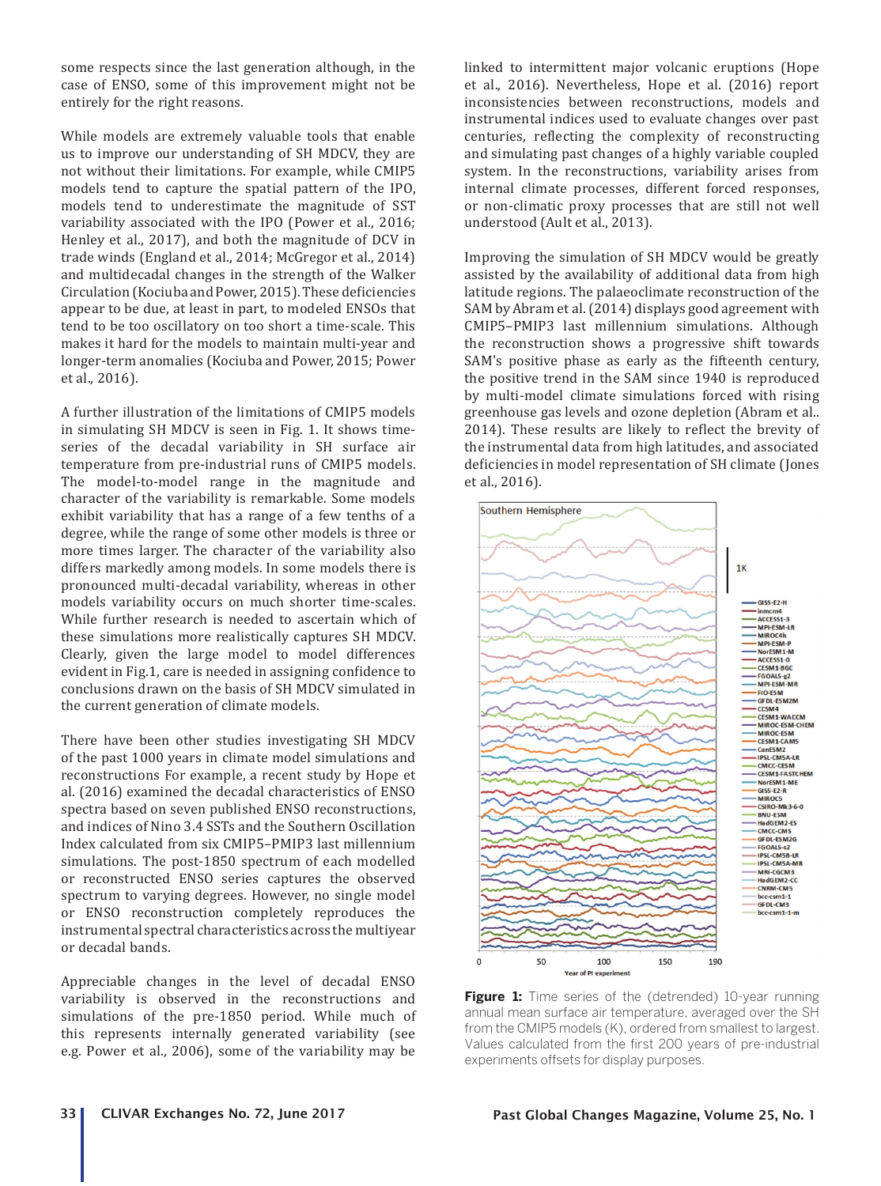some respects since the last generation although, in the case of ENSO, some of this improvement might not be entirely for the right reasons.

While models are extremely valuable tools that enable us to improve our understanding of SH MDCV, they are not without their limitations. For example, while CMIP5 models tend to capture the spatial pattern of the IPO, models tend to underestimate the magnitude of SST variability associated with the IPO (Power et al., 2016; Henley et al., 2017), and both the magnitude of DCV in trade winds (England et al., 2014; McGregor et al., 2014) and multidecadal changes in the strength of the Walker Circulation (Kociuba and Power, 2015). These deficiencies appear to be due, at least in part, to modeled ENSOs that tend to be too oscillatory on too short a time-scale. This makes it hard for the models to maintain multi-year and longer-term anomalies (Kociuba and Power, 2015; Power et al., 2016).

A further illustration of the limitations of CMIP5 models in simulating SH MDCV is seen in Fig. 1. It shows time-series of the decadal variability in SH surface air temperature from pre-industrial runs of CMIP5 models. The model-to-model range in the magnitude and character of the variability is remarkable. Some models exhibit variability that has a range of a few tenths of a degree, while the range of some other models is three or more times larger. The character of the variability also differs markedly among models. In some models there is pronounced multi-decadal variability, whereas in other models variability occurs on much shorter time-scales. While further research is needed to ascertain which of these simulations more realistically captures SH MDCV. Clearly, given the large model to model differences evident in Fig.1, care is needed in assigning confidence to conclusions drawn on the basis of SH MDCV simulated in the current generation of climate models.

There have been other studies investigating SH MDCV of the past 1000 years in climate model simulations and reconstructions For example, a recent study by Hope et al. (2016) examined the decadal characteristics of ENSO spectra based on seven published ENSO reconstructions, and indices of Nino 3.4 SSTs and the Southern Oscillation Index calculated from six CMIP5–PMIP3 last millennium simulations. The post-1850 spectrum of each modelled or reconstructed ENSO series captures the observed spectrum to varying degrees. However, no single model or ENSO reconstruction completely reproduces the instrumental spectral characteristics across the multiyear or decadal bands.

Appreciable changes in the level of decadal ENSO variability is observed in the reconstructions and simulations of the pre-1850 period. While much of this represents internally generated variability (see e.g. Power et al., 2006), some of the variability may be linked to intermittent major volcanic eruptions (Hope et al., 2016). Nevertheless, Hope et al. (2016) report inconsistencies between reconstructions, models and instrumental indices used to evaluate changes over past centuries, reflecting the complexity of reconstructing and simulating past changes of a highly variable coupled system. In the reconstructions, variability arises from internal climate processes, different forced responses, or non-climatic proxy processes that are still not well understood (Ault et al., 2013).

Improving the simulation of SH MDCV would be greatly assisted by the availability of additional data from high latitude regions. The palaeoclimate reconstruction of the SAM by Abram et al. (2014) displays good agreement with CMIP5–PMIP3 last millennium simulations. Although the reconstruction shows a progressive shift towards SAM's positive phase as early as the fifteenth century, the positive trend in the SAM since 1940 is reproduced by multi-model climate simulations forced with rising greenhouse gas levels and ozone depletion (Abram et al.. 2014). These results are likely to reflect the brevity of the instrumental data from high latitudes, and associated deficiencies in model representation of SH climate (Jones et al., 2016).

**Figure 1:** Time series of the (detrended) 10-year running annual mean surface air temperature, averaged over the SH from the CMIP5 models (K), ordered from smallest to largest. Values calculated from the first 200 years of pre-industrial experiments offsets for display purposes.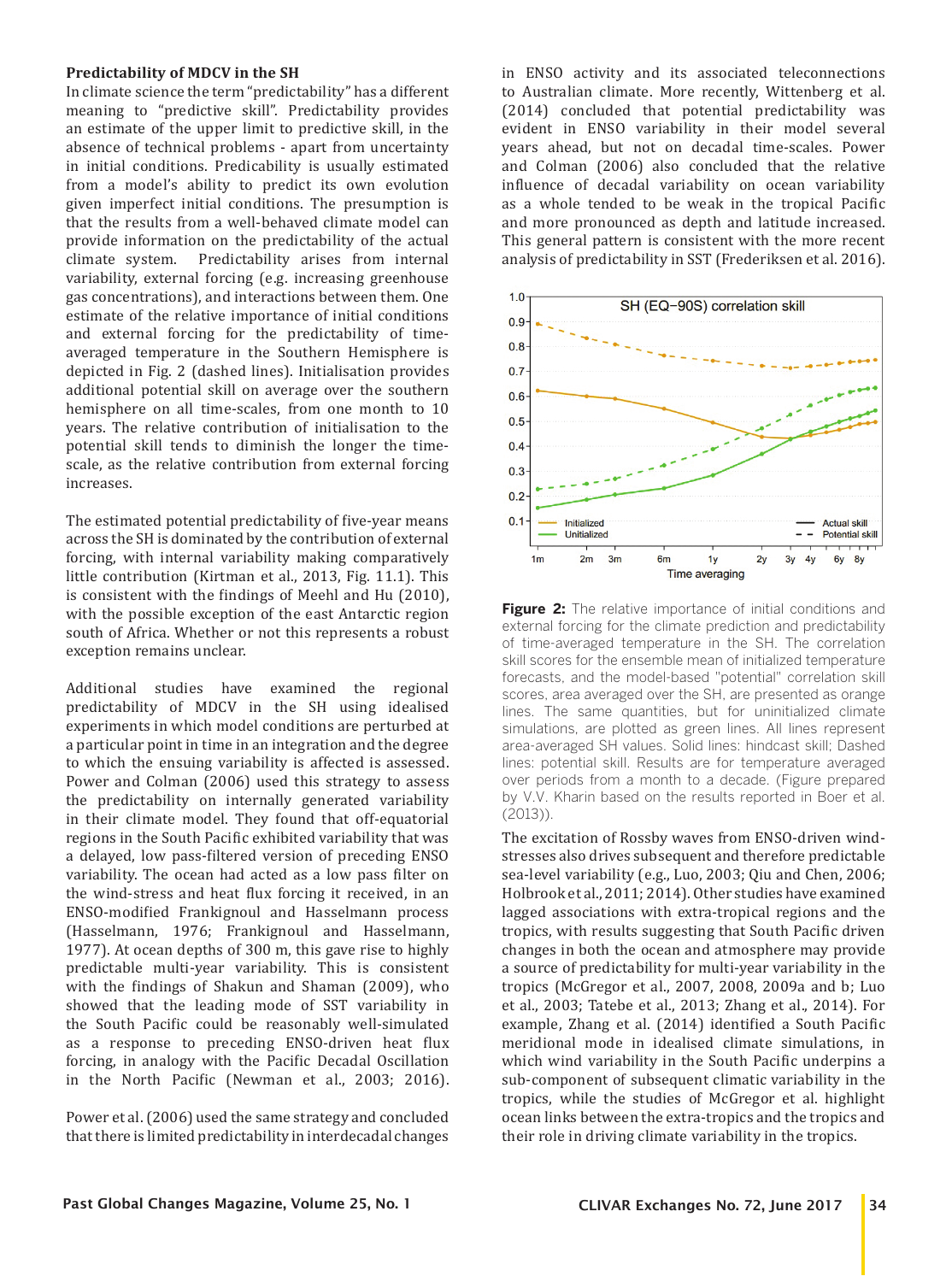## Predictability of MDCV in the SH

In climate science the term "predictability" has a different meaning to "predictive skill". Predictability provides an estimate of the upper limit to predictive skill, in the absence of technical problems - apart from uncertainty in initial conditions. Predicability is usually estimated from a model's ability to predict its own evolution given imperfect initial conditions. The presumption is that the results from a well-behaved climate model can provide information on the predictability of the actual climate system. Predictability arises from internal variability, external forcing (e.g. increasing greenhouse gas concentrations), and interactions between them. One estimate of the relative importance of initial conditions and external forcing for the predictability of time-averaged temperature in the Southern Hemisphere is depicted in Fig. 2 (dashed lines). Initialisation provides additional potential skill on average over the southern hemisphere on all time-scales, from one month to 10 years. The relative contribution of initialisation to the potential skill tends to diminish the longer the time-scale, as the relative contribution from external forcing increases.

The estimated potential predictability of five-year means across the SH is dominated by the contribution of external forcing, with internal variability making comparatively little contribution (Kirtman et al., 2013, Fig. 11.1). This is consistent with the findings of Meehl and Hu (2010), with the possible exception of the east Antarctic region south of Africa. Whether or not this represents a robust exception remains unclear.

Additional studies have examined the regional predictability of MDCV in the SH using idealised experiments in which model conditions are perturbed at a particular point in time in an integration and the degree to which the ensuing variability is affected is assessed. Power and Colman (2006) used this strategy to assess the predictability on internally generated variability in their climate model. They found that off-equatorial regions in the South Pacific exhibited variability that was a delayed, low pass-filtered version of preceding ENSO variability. The ocean had acted as a low pass filter on the wind-stress and heat flux forcing it received, in an ENSO-modified Frankignoul and Hasselmann process (Hasselmann, 1976; Frankignoul and Hasselmann, 1977). At ocean depths of 300 m, this gave rise to highly predictable multi-year variability. This is consistent with the findings of Shakun and Shaman (2009), who showed that the leading mode of SST variability in the South Pacific could be reasonably well-simulated as a response to preceding ENSO-driven heat flux forcing, in analogy with the Pacific Decadal Oscillation in the North Pacific (Newman et al., 2003; 2016).

Power et al. (2006) used the same strategy and concluded that there is limited predictability in interdecadal changes in ENSO activity and its associated teleconnections to Australian climate. More recently, Wittenberg et al. (2014) concluded that potential predictability was evident in ENSO variability in their model several years ahead, but not on decadal time-scales. Power and Colman (2006) also concluded that the relative influence of decadal variability on ocean variability as a whole tended to be weak in the tropical Pacific and more pronounced as depth and latitude increased. This general pattern is consistent with the more recent analysis of predictability in SST (Frederiksen et al. 2016).

**Figure 2:** The relative importance of initial conditions and external forcing for the climate prediction and predictability of time-averaged temperature in the SH. The correlation skill scores for the ensemble mean of initialized temperature forecasts, and the model-based "potential" correlation skill scores, area averaged over the SH, are presented as orange lines. The same quantities, but for uninitialized climate simulations, are plotted as green lines. All lines represent area-averaged SH values. Solid lines: hindcast skill; Dashed lines: potential skill. Results are for temperature averaged over periods from a month to a decade. (Figure prepared by V.V. Kharin based on the results reported in Boer et al. (2013)).

The excitation of Rossby waves from ENSO-driven wind-stresses also drives subsequent and therefore predictable sea-level variability (e.g., Luo, 2003; Qiu and Chen, 2006; Holbrook et al., 2011; 2014). Other studies have examined lagged associations with extra-tropical regions and the tropics, with results suggesting that South Pacific driven changes in both the ocean and atmosphere may provide a source of predictability for multi-year variability in the tropics (McGregor et al., 2007, 2008, 2009a and b; Luo et al., 2003; Tatebe et al., 2013; Zhang et al., 2014). For example, Zhang et al. (2014) identified a South Pacific meridional mode in idealised climate simulations, in which wind variability in the South Pacific underpins a sub-component of subsequent climatic variability in the tropics, while the studies of McGregor et al. highlight ocean links between the extra-tropics and the tropics and their role in driving climate variability in the tropics.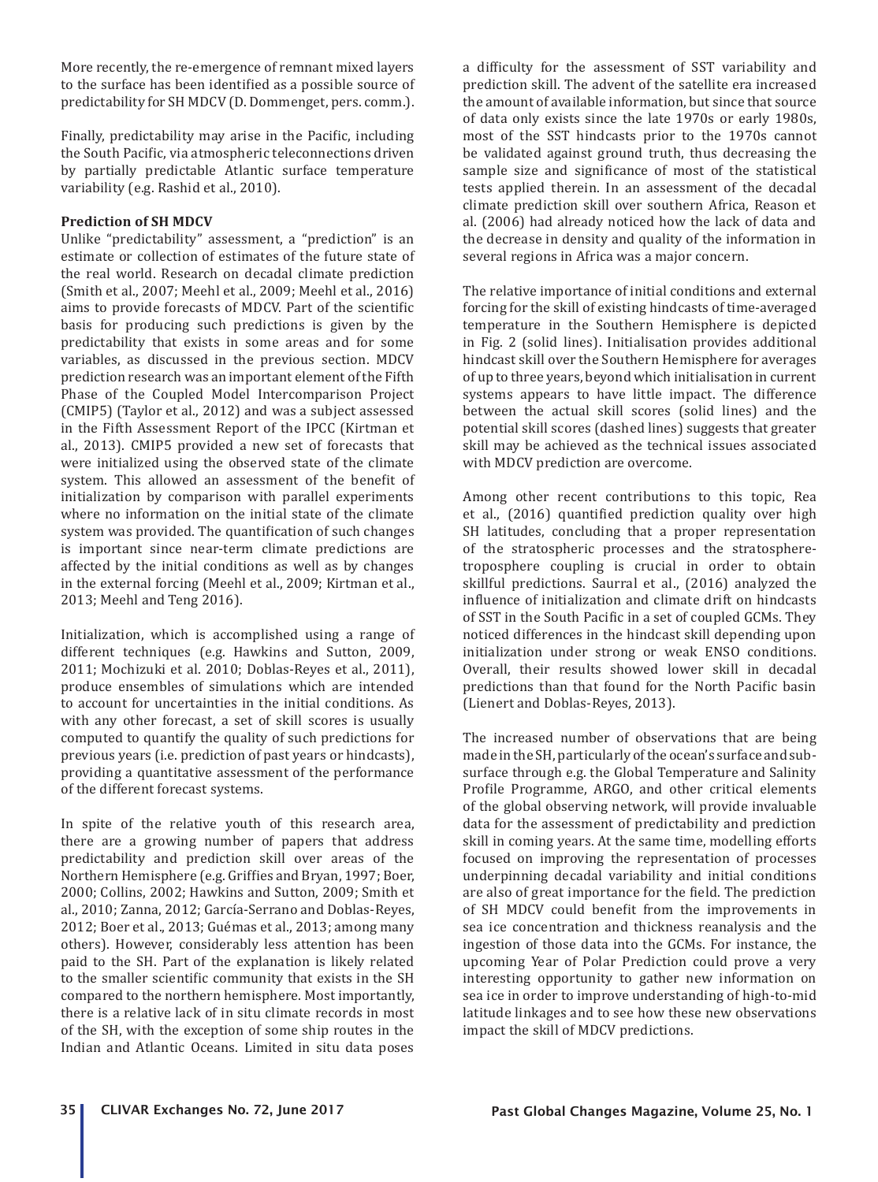More recently, the re-emergence of remnant mixed layers to the surface has been identified as a possible source of predictability for SH MDCV (D. Dommenget, pers. comm.).

Finally, predictability may arise in the Pacific, including the South Pacific, via atmospheric teleconnections driven by partially predictable Atlantic surface temperature variability (e.g. Rashid et al., 2010).

**Prediction of SH MDCV**

Unlike "predictability" assessment, a "prediction" is an estimate or collection of estimates of the future state of the real world. Research on decadal climate prediction (Smith et al., 2007; Meehl et al., 2009; Meehl et al., 2016) aims to provide forecasts of MDCV. Part of the scientific basis for producing such predictions is given by the predictability that exists in some areas and for some variables, as discussed in the previous section. MDCV prediction research was an important element of the Fifth Phase of the Coupled Model Intercomparison Project (CMIP5) (Taylor et al., 2012) and was a subject assessed in the Fifth Assessment Report of the IPCC (Kirtman et al., 2013). CMIP5 provided a new set of forecasts that were initialized using the observed state of the climate system. This allowed an assessment of the benefit of initialization by comparison with parallel experiments where no information on the initial state of the climate system was provided. The quantification of such changes is important since near-term climate predictions are affected by the initial conditions as well as by changes in the external forcing (Meehl et al., 2009; Kirtman et al., 2013; Meehl and Teng 2016).

Initialization, which is accomplished using a range of different techniques (e.g. Hawkins and Sutton, 2009, 2011; Mochizuki et al. 2010; Doblas-Reyes et al., 2011), produce ensembles of simulations which are intended to account for uncertainties in the initial conditions. As with any other forecast, a set of skill scores is usually computed to quantify the quality of such predictions for previous years (i.e. prediction of past years or hindcasts), providing a quantitative assessment of the performance of the different forecast systems.

In spite of the relative youth of this research area, there are a growing number of papers that address predictability and prediction skill over areas of the Northern Hemisphere (e.g. Griffies and Bryan, 1997; Boer, 2000; Collins, 2002; Hawkins and Sutton, 2009; Smith et al., 2010; Zanna, 2012; García-Serrano and Doblas-Reyes, 2012; Boer et al., 2013; Guémas et al., 2013; among many others). However, considerably less attention has been paid to the SH. Part of the explanation is likely related to the smaller scientific community that exists in the SH compared to the northern hemisphere. Most importantly, there is a relative lack of in situ climate records in most of the SH, with the exception of some ship routes in the Indian and Atlantic Oceans. Limited in situ data poses a difficulty for the assessment of SST variability and prediction skill. The advent of the satellite era increased the amount of available information, but since that source of data only exists since the late 1970s or early 1980s, most of the SST hindcasts prior to the 1970s cannot be validated against ground truth, thus decreasing the sample size and significance of most of the statistical tests applied therein. In an assessment of the decadal climate prediction skill over southern Africa, Reason et al. (2006) had already noticed how the lack of data and the decrease in density and quality of the information in several regions in Africa was a major concern.

The relative importance of initial conditions and external forcing for the skill of existing hindcasts of time-averaged temperature in the Southern Hemisphere is depicted in Fig. 2 (solid lines). Initialisation provides additional hindcast skill over the Southern Hemisphere for averages of up to three years, beyond which initialisation in current systems appears to have little impact. The difference between the actual skill scores (solid lines) and the potential skill scores (dashed lines) suggests that greater skill may be achieved as the technical issues associated with MDCV prediction are overcome.

Among other recent contributions to this topic, Rea et al., (2016) quantified prediction quality over high SH latitudes, concluding that a proper representation of the stratospheric processes and the stratosphere-troposphere coupling is crucial in order to obtain skillful predictions. Saurral et al., (2016) analyzed the influence of initialization and climate drift on hindcasts of SST in the South Pacific in a set of coupled GCMs. They noticed differences in the hindcast skill depending upon initialization under strong or weak ENSO conditions. Overall, their results showed lower skill in decadal predictions than that found for the North Pacific basin (Lienert and Doblas-Reyes, 2013).

The increased number of observations that are being made in the SH, particularly of the ocean's surface and sub-surface through e.g. the Global Temperature and Salinity Profile Programme, ARGO, and other critical elements of the global observing network, will provide invaluable data for the assessment of predictability and prediction skill in coming years. At the same time, modelling efforts focused on improving the representation of processes underpinning decadal variability and initial conditions are also of great importance for the field. The prediction of SH MDCV could benefit from the improvements in sea ice concentration and thickness reanalysis and the ingestion of those data into the GCMs. For instance, the upcoming Year of Polar Prediction could prove a very interesting opportunity to gather new information on sea ice in order to improve understanding of high-to-mid latitude linkages and to see how these new observations impact the skill of MDCV predictions.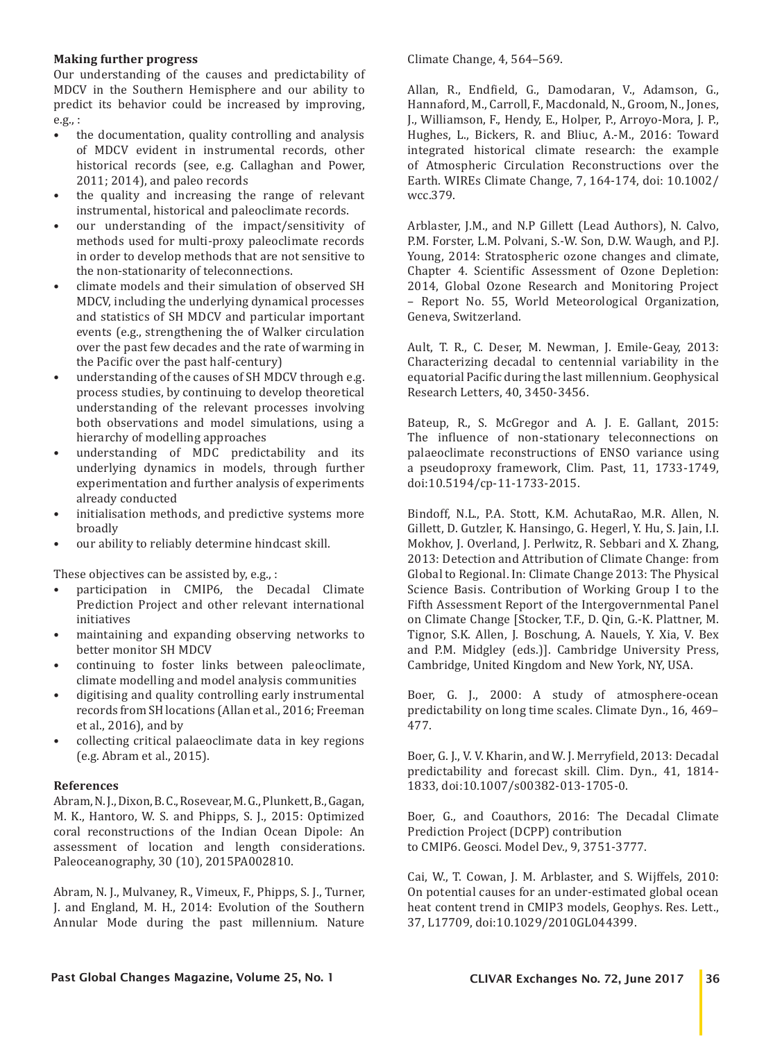**Making further progress**

Our understanding of the causes and predictability of MDCV in the Southern Hemisphere and our ability to predict its behavior could be increased by improving, e.g., :

- the documentation, quality controlling and analysis of MDCV evident in instrumental records, other historical records (see, e.g. Callaghan and Power, 2011; 2014), and paleo records
- the quality and increasing the range of relevant instrumental, historical and paleoclimate records.
- our understanding of the impact/sensitivity of methods used for multi-proxy paleoclimate records in order to develop methods that are not sensitive to the non-stationarity of teleconnections.
- climate models and their simulation of observed SH MDCV, including the underlying dynamical processes and statistics of SH MDCV and particular important events (e.g., strengthening the of Walker circulation over the past few decades and the rate of warming in the Pacific over the past half-century)
- understanding of the causes of SH MDCV through e.g. process studies, by continuing to develop theoretical understanding of the relevant processes involving both observations and model simulations, using a hierarchy of modelling approaches
- understanding of MDC predictability and its underlying dynamics in models, through further experimentation and further analysis of experiments already conducted
- initialisation methods, and predictive systems more broadly
- our ability to reliably determine hindcast skill.

These objectives can be assisted by, e.g., :

- participation in CMIP6, the Decadal Climate Prediction Project and other relevant international initiatives
- maintaining and expanding observing networks to better monitor SH MDCV
- continuing to foster links between paleoclimate, climate modelling and model analysis communities
- digitising and quality controlling early instrumental records from SH locations (Allan et al., 2016; Freeman et al., 2016), and by
- collecting critical palaeoclimate data in key regions (e.g. Abram et al., 2015).

**References**

Abram, N. J., Dixon, B. C., Rosevear, M. G., Plunkett, B., Gagan, M. K., Hantoro, W. S. and Phipps, S. J., 2015: Optimized coral reconstructions of the Indian Ocean Dipole: An assessment of location and length considerations. Paleoceanography, 30 (10), 2015PA002810.

Abram, N. J., Mulvaney, R., Vimeux, F., Phipps, S. J., Turner, J. and England, M. H., 2014: Evolution of the Southern Annular Mode during the past millennium. Nature Climate Change, 4, 564–569.

Allan, R., Endfield, G., Damodaran, V., Adamson, G., Hannaford, M., Carroll, F., Macdonald, N., Groom, N., Jones, J., Williamson, F., Hendy, E., Holper, P., Arroyo-Mora, J. P., Hughes, L., Bickers, R. and Bliuc, A.-M., 2016: Toward integrated historical climate research: the example of Atmospheric Circulation Reconstructions over the Earth. WIREs Climate Change, 7, 164-174, doi: 10.1002/wcc.379.

Arblaster, J.M., and N.P Gillett (Lead Authors), N. Calvo, P.M. Forster, L.M. Polvani, S.-W. Son, D.W. Waugh, and P.J. Young, 2014: Stratospheric ozone changes and climate, Chapter 4. Scientific Assessment of Ozone Depletion: 2014, Global Ozone Research and Monitoring Project – Report No. 55, World Meteorological Organization, Geneva, Switzerland.

Ault, T. R., C. Deser, M. Newman, J. Emile-Geay, 2013: Characterizing decadal to centennial variability in the equatorial Pacific during the last millennium. Geophysical Research Letters, 40, 3450-3456.

Bateup, R., S. McGregor and A. J. E. Gallant, 2015: The influence of non-stationary teleconnections on palaeoclimate reconstructions of ENSO variance using a pseudoproxy framework, Clim. Past, 11, 1733-1749, doi:10.5194/cp-11-1733-2015.

Bindoff, N.L., P.A. Stott, K.M. AchutaRao, M.R. Allen, N. Gillett, D. Gutzler, K. Hansingo, G. Hegerl, Y. Hu, S. Jain, I.I. Mokhov, J. Overland, J. Perlwitz, R. Sebbari and X. Zhang, 2013: Detection and Attribution of Climate Change: from Global to Regional. In: Climate Change 2013: The Physical Science Basis. Contribution of Working Group I to the Fifth Assessment Report of the Intergovernmental Panel on Climate Change [Stocker, T.F., D. Qin, G.-K. Plattner, M. Tignor, S.K. Allen, J. Boschung, A. Nauels, Y. Xia, V. Bex and P.M. Midgley (eds.)]. Cambridge University Press, Cambridge, United Kingdom and New York, NY, USA.

Boer, G. J., 2000: A study of atmosphere-ocean predictability on long time scales. Climate Dyn., 16, 469–477.

Boer, G. J., V. V. Kharin, and W. J. Merryfield, 2013: Decadal predictability and forecast skill. Clim. Dyn., 41, 1814-1833, doi:10.1007/s00382-013-1705-0.

Boer, G., and Coauthors, 2016: The Decadal Climate Prediction Project (DCPP) contribution to CMIP6. Geosci. Model Dev., 9, 3751-3777.

Cai, W., T. Cowan, J. M. Arblaster, and S. Wijffels, 2010: On potential causes for an under-estimated global ocean heat content trend in CMIP3 models, Geophys. Res. Lett., 37, L17709, doi:10.1029/2010GL044399.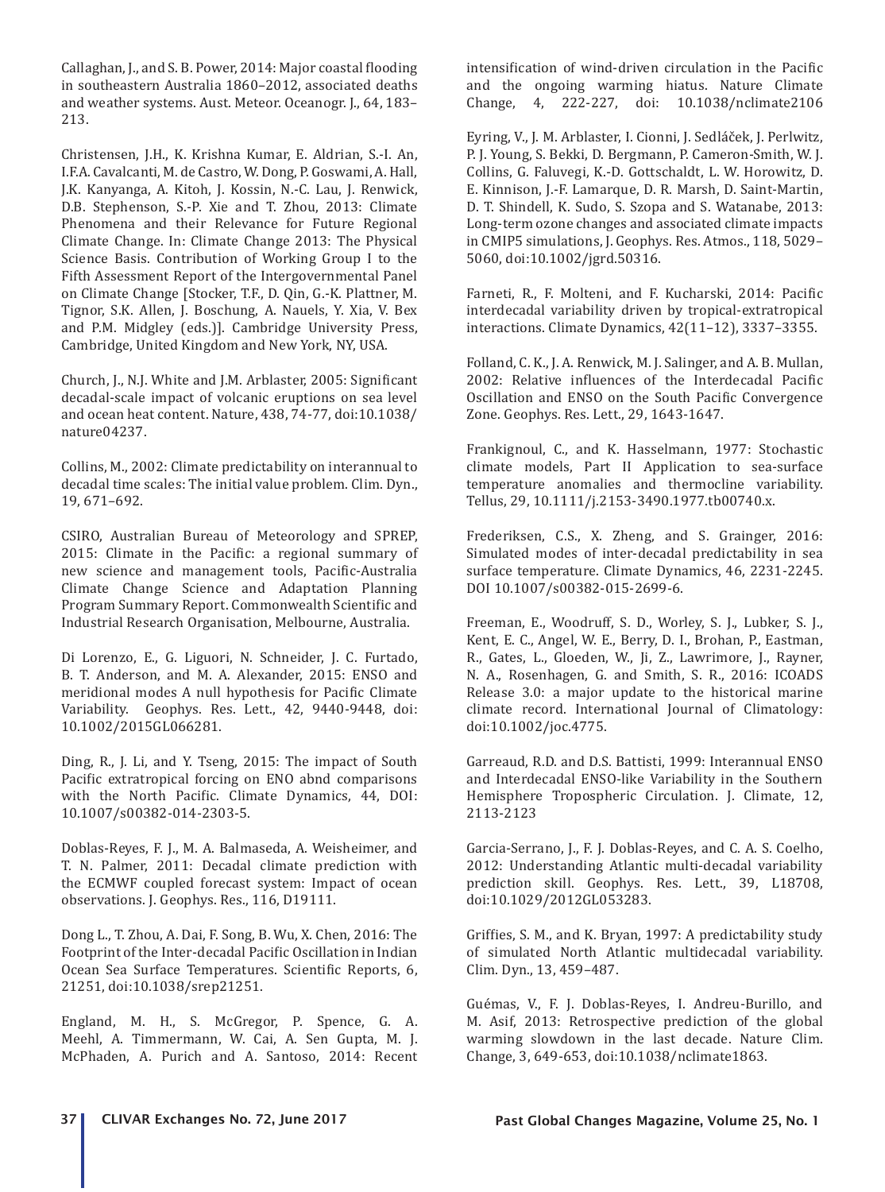Callaghan, J., and S. B. Power, 2014: Major coastal flooding in southeastern Australia 1860–2012, associated deaths and weather systems. Aust. Meteor. Oceanogr. J., 64, 183–213.

Christensen, J.H., K. Krishna Kumar, E. Aldrian, S.-I. An, I.F.A. Cavalcanti, M. de Castro, W. Dong, P. Goswami, A. Hall, J.K. Kanyanga, A. Kitoh, J. Kossin, N.-C. Lau, J. Renwick, D.B. Stephenson, S.-P. Xie and T. Zhou, 2013: Climate Phenomena and their Relevance for Future Regional Climate Change. In: Climate Change 2013: The Physical Science Basis. Contribution of Working Group I to the Fifth Assessment Report of the Intergovernmental Panel on Climate Change [Stocker, T.F., D. Qin, G.-K. Plattner, M. Tignor, S.K. Allen, J. Boschung, A. Nauels, Y. Xia, V. Bex and P.M. Midgley (eds.)]. Cambridge University Press, Cambridge, United Kingdom and New York, NY, USA.

Church, J., N.J. White and J.M. Arblaster, 2005: Significant decadal-scale impact of volcanic eruptions on sea level and ocean heat content. Nature, 438, 74-77, doi:10.1038/nature04237.

Collins, M., 2002: Climate predictability on interannual to decadal time scales: The initial value problem. Clim. Dyn., 19, 671–692.

CSIRO, Australian Bureau of Meteorology and SPREP, 2015: Climate in the Pacific: a regional summary of new science and management tools, Pacific-Australia Climate Change Science and Adaptation Planning Program Summary Report. Commonwealth Scientific and Industrial Research Organisation, Melbourne, Australia.

Di Lorenzo, E., G. Liguori, N. Schneider, J. C. Furtado, B. T. Anderson, and M. A. Alexander, 2015: ENSO and meridional modes A null hypothesis for Pacific Climate Variability. Geophys. Res. Lett., 42, 9440-9448, doi: 10.1002/2015GL066281.

Ding, R., J. Li, and Y. Tseng, 2015: The impact of South Pacific extratropical forcing on ENO abnd comparisons with the North Pacific. Climate Dynamics, 44, DOI: 10.1007/s00382-014-2303-5.

Doblas-Reyes, F. J., M. A. Balmaseda, A. Weisheimer, and T. N. Palmer, 2011: Decadal climate prediction with the ECMWF coupled forecast system: Impact of ocean observations. J. Geophys. Res., 116, D19111.

Dong L., T. Zhou, A. Dai, F. Song, B. Wu, X. Chen, 2016: The Footprint of the Inter-decadal Pacific Oscillation in Indian Ocean Sea Surface Temperatures. Scientific Reports, 6, 21251, doi:10.1038/srep21251.

England, M. H., S. McGregor, P. Spence, G. A. Meehl, A. Timmermann, W. Cai, A. Sen Gupta, M. J. McPhaden, A. Purich and A. Santoso, 2014: Recent intensification of wind-driven circulation in the Pacific and the ongoing warming hiatus. Nature Climate Change, 4, 222-227, doi: 10.1038/nclimate2106

Eyring, V., J. M. Arblaster, I. Cionni, J. Sedláček, J. Perlwitz, P. J. Young, S. Bekki, D. Bergmann, P. Cameron-Smith, W. J. Collins, G. Faluvegi, K.-D. Gottschaldt, L. W. Horowitz, D. E. Kinnison, J.-F. Lamarque, D. R. Marsh, D. Saint-Martin, D. T. Shindell, K. Sudo, S. Szopa and S. Watanabe, 2013: Long-term ozone changes and associated climate impacts in CMIP5 simulations, J. Geophys. Res. Atmos., 118, 5029–5060, doi:10.1002/jgrd.50316.

Farneti, R., F. Molteni, and F. Kucharski, 2014: Pacific interdecadal variability driven by tropical-extratropical interactions. Climate Dynamics, 42(11–12), 3337–3355.

Folland, C. K., J. A. Renwick, M. J. Salinger, and A. B. Mullan, 2002: Relative influences of the Interdecadal Pacific Oscillation and ENSO on the South Pacific Convergence Zone. Geophys. Res. Lett., 29, 1643-1647.

Frankignoul, C., and K. Hasselmann, 1977: Stochastic climate models, Part II Application to sea-surface temperature anomalies and thermocline variability. Tellus, 29, 10.1111/j.2153-3490.1977.tb00740.x.

Frederiksen, C.S., X. Zheng, and S. Grainger, 2016: Simulated modes of inter-decadal predictability in sea surface temperature. Climate Dynamics, 46, 2231-2245. DOI 10.1007/s00382-015-2699-6.

Freeman, E., Woodruff, S. D., Worley, S. J., Lubker, S. J., Kent, E. C., Angel, W. E., Berry, D. I., Brohan, P., Eastman, R., Gates, L., Gloeden, W., Ji, Z., Lawrimore, J., Rayner, N. A., Rosenhagen, G. and Smith, S. R., 2016: ICOADS Release 3.0: a major update to the historical marine climate record. International Journal of Climatology: doi:10.1002/joc.4775.

Garreaud, R.D. and D.S. Battisti, 1999: Interannual ENSO and Interdecadal ENSO-like Variability in the Southern Hemisphere Tropospheric Circulation. J. Climate, 12, 2113-2123

Garcia-Serrano, J., F. J. Doblas-Reyes, and C. A. S. Coelho, 2012: Understanding Atlantic multi-decadal variability prediction skill. Geophys. Res. Lett., 39, L18708, doi:10.1029/2012GL053283.

Griffies, S. M., and K. Bryan, 1997: A predictability study of simulated North Atlantic multidecadal variability. Clim. Dyn., 13, 459–487.

Guémas, V., F. J. Doblas-Reyes, I. Andreu-Burillo, and M. Asif, 2013: Retrospective prediction of the global warming slowdown in the last decade. Nature Clim. Change, 3, 649-653, doi:10.1038/nclimate1863.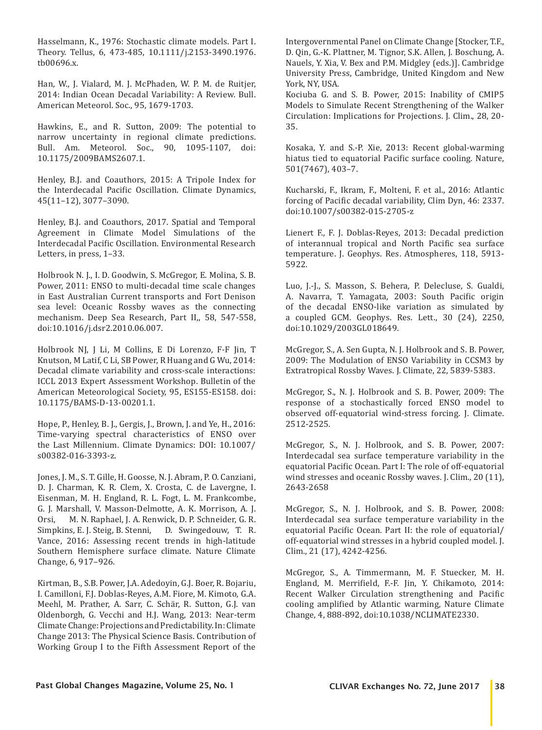Hasselmann, K., 1976: Stochastic climate models. Part I. Theory. Tellus, 6, 473-485, 10.1111/j.2153-3490.1976.tb00696.x.

Han, W., J. Vialard, M. J. McPhaden, W. P. M. de Ruitjer, 2014: Indian Ocean Decadal Variability: A Review. Bull. American Meteorol. Soc., 95, 1679-1703.

Hawkins, E., and R. Sutton, 2009: The potential to narrow uncertainty in regional climate predictions. Bull. Am. Meteorol. Soc., 90, 1095-1107, doi: 10.1175/2009BAMS2607.1.

Henley, B.J. and Coauthors, 2015: A Tripole Index for the Interdecadal Pacific Oscillation. Climate Dynamics, 45(11–12), 3077–3090.

Henley, B.J. and Coauthors, 2017. Spatial and Temporal Agreement in Climate Model Simulations of the Interdecadal Pacific Oscillation. Environmental Research Letters, in press, 1–33.

Holbrook N. J., I. D. Goodwin, S. McGregor, E. Molina, S. B. Power, 2011: ENSO to multi-decadal time scale changes in East Australian Current transports and Fort Denison sea level: Oceanic Rossby waves as the connecting mechanism. Deep Sea Research, Part II,, 58, 547-558, doi:10.1016/j.dsr2.2010.06.007.

Holbrook NJ, J Li, M Collins, E Di Lorenzo, F-F Jin, T Knutson, M Latif, C Li, SB Power, R Huang and G Wu, 2014: Decadal climate variability and cross-scale interactions: ICCL 2013 Expert Assessment Workshop. Bulletin of the American Meteorological Society, 95, ES155-ES158. doi: 10.1175/BAMS-D-13-00201.1.

Hope, P., Henley, B. J., Gergis, J., Brown, J. and Ye, H., 2016: Time-varying spectral characteristics of ENSO over the Last Millennium. Climate Dynamics: DOI: 10.1007/s00382-016-3393-z.

Jones, J. M., S. T. Gille, H. Goosse, N. J. Abram, P. O. Canziani, D. J. Charman, K. R. Clem, X. Crosta, C. de Lavergne, I. Eisenman, M. H. England, R. L. Fogt, L. M. Frankcombe, G. J. Marshall, V. Masson-Delmotte, A. K. Morrison, A. J. Orsi, M. N. Raphael, J. A. Renwick, D. P. Schneider, G. R. Simpkins, E. J. Steig, B. Stenni, D. Swingedouw, T. R. Vance, 2016: Assessing recent trends in high-latitude Southern Hemisphere surface climate. Nature Climate Change, 6, 917–926.

Kirtman, B., S.B. Power, J.A. Adedoyin, G.J. Boer, R. Bojariu, I. Camilloni, F.J. Doblas-Reyes, A.M. Fiore, M. Kimoto, G.A. Meehl, M. Prather, A. Sarr, C. Schär, R. Sutton, G.J. van Oldenborgh, G. Vecchi and H.J. Wang, 2013: Near-term Climate Change: Projections and Predictability. In: Climate Change 2013: The Physical Science Basis. Contribution of Working Group I to the Fifth Assessment Report of the Intergovernmental Panel on Climate Change [Stocker, T.F., D. Qin, G.-K. Plattner, M. Tignor, S.K. Allen, J. Boschung, A. Nauels, Y. Xia, V. Bex and P.M. Midgley (eds.)]. Cambridge University Press, Cambridge, United Kingdom and New York, NY, USA.

Kociuba G. and S. B. Power, 2015: Inability of CMIP5 Models to Simulate Recent Strengthening of the Walker Circulation: Implications for Projections. J. Clim., 28, 20-35.

Kosaka, Y. and S.-P. Xie, 2013: Recent global-warming hiatus tied to equatorial Pacific surface cooling. Nature, 501(7467), 403–7.

Kucharski, F., Ikram, F., Molteni, F. et al., 2016: Atlantic forcing of Pacific decadal variability, Clim Dyn, 46: 2337. doi:10.1007/s00382-015-2705-z

Lienert F., F. J. Doblas-Reyes, 2013: Decadal prediction of interannual tropical and North Pacific sea surface temperature. J. Geophys. Res. Atmospheres, 118, 5913-5922.

Luo, J.-J., S. Masson, S. Behera, P. Delecluse, S. Gualdi, A. Navarra, T. Yamagata, 2003: South Pacific origin of the decadal ENSO-like variation as simulated by a coupled GCM. Geophys. Res. Lett., 30 (24), 2250, doi:10.1029/2003GL018649.

McGregor, S., A. Sen Gupta, N. J. Holbrook and S. B. Power, 2009: The Modulation of ENSO Variability in CCSM3 by Extratropical Rossby Waves. J. Climate, 22, 5839-5383.

McGregor, S., N. J. Holbrook and S. B. Power, 2009: The response of a stochastically forced ENSO model to observed off-equatorial wind-stress forcing. J. Climate. 2512-2525.

McGregor, S., N. J. Holbrook, and S. B. Power, 2007: Interdecadal sea surface temperature variability in the equatorial Pacific Ocean. Part I: The role of off-equatorial wind stresses and oceanic Rossby waves. J. Clim., 20 (11), 2643-2658

McGregor, S., N. J. Holbrook, and S. B. Power, 2008: Interdecadal sea surface temperature variability in the equatorial Pacific Ocean. Part II: the role of equatorial/off-equatorial wind stresses in a hybrid coupled model. J. Clim., 21 (17), 4242-4256.

McGregor, S., A. Timmermann, M. F. Stuecker, M. H. England, M. Merrifield, F.-F. Jin, Y. Chikamoto, 2014: Recent Walker Circulation strengthening and Pacific cooling amplified by Atlantic warming, Nature Climate Change, 4, 888-892, doi:10.1038/NCLIMATE2330.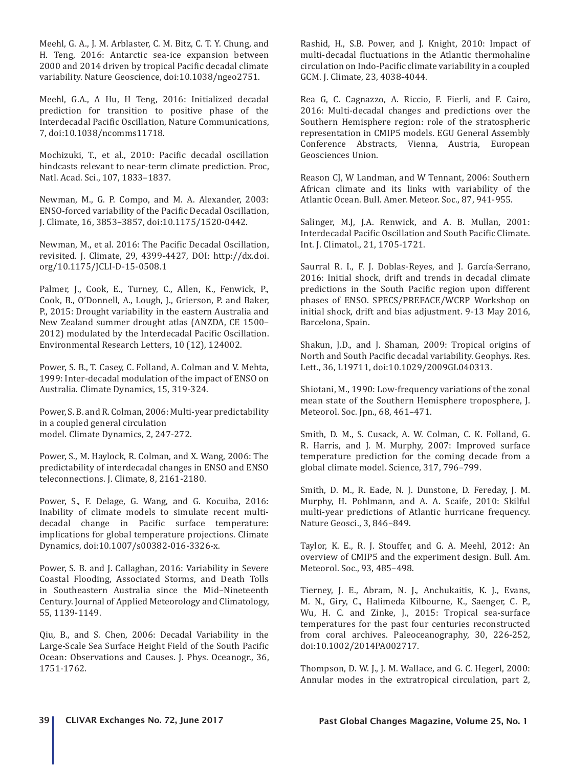Meehl, G. A., J. M. Arblaster, C. M. Bitz, C. T. Y. Chung, and H. Teng, 2016: Antarctic sea-ice expansion between 2000 and 2014 driven by tropical Pacific decadal climate variability. Nature Geoscience, doi:10.1038/ngeo2751.

Meehl, G.A., A Hu, H Teng, 2016: Initialized decadal prediction for transition to positive phase of the Interdecadal Pacific Oscillation, Nature Communications, 7, doi:10.1038/ncomms11718.

Mochizuki, T., et al., 2010: Pacific decadal oscillation hindcasts relevant to near-term climate prediction. Proc, Natl. Acad. Sci., 107, 1833–1837.

Newman, M., G. P. Compo, and M. A. Alexander, 2003: ENSO-forced variability of the Pacific Decadal Oscillation, J. Climate, 16, 3853–3857, doi:10.1175/1520-0442.

Newman, M., et al. 2016: The Pacific Decadal Oscillation, revisited. J. Climate, 29, 4399-4427, DOI: http://dx.doi.org/10.1175/JCLI-D-15-0508.1

Palmer, J., Cook, E., Turney, C., Allen, K., Fenwick, P., Cook, B., O'Donnell, A., Lough, J., Grierson, P. and Baker, P., 2015: Drought variability in the eastern Australia and New Zealand summer drought atlas (ANZDA, CE 1500–2012) modulated by the Interdecadal Pacific Oscillation. Environmental Research Letters, 10 (12), 124002.

Power, S. B., T. Casey, C. Folland, A. Colman and V. Mehta, 1999: Inter-decadal modulation of the impact of ENSO on Australia. Climate Dynamics, 15, 319-324.

Power, S. B. and R. Colman, 2006: Multi-year predictability in a coupled general circulation model. Climate Dynamics, 2, 247-272.

Power, S., M. Haylock, R. Colman, and X. Wang, 2006: The predictability of interdecadal changes in ENSO and ENSO teleconnections. J. Climate, 8, 2161-2180.

Power, S., F. Delage, G. Wang, and G. Kocuiba, 2016: Inability of climate models to simulate recent multi-decadal change in Pacific surface temperature: implications for global temperature projections. Climate Dynamics, doi:10.1007/s00382-016-3326-x.

Power, S. B. and J. Callaghan, 2016: Variability in Severe Coastal Flooding, Associated Storms, and Death Tolls in Southeastern Australia since the Mid–Nineteenth Century. Journal of Applied Meteorology and Climatology, 55, 1139-1149.

Qiu, B., and S. Chen, 2006: Decadal Variability in the Large-Scale Sea Surface Height Field of the South Pacific Ocean: Observations and Causes. J. Phys. Oceanogr., 36, 1751-1762.

Rashid, H., S.B. Power, and J. Knight, 2010: Impact of multi-decadal fluctuations in the Atlantic thermohaline circulation on Indo-Pacific climate variability in a coupled GCM. J. Climate, 23, 4038-4044.

Rea G, C. Cagnazzo, A. Riccio, F. Fierli, and F. Cairo, 2016: Multi-decadal changes and predictions over the Southern Hemisphere region: role of the stratospheric representation in CMIP5 models. EGU General Assembly Conference Abstracts, Vienna, Austria, European Geosciences Union.

Reason CJ, W Landman, and W Tennant, 2006: Southern African climate and its links with variability of the Atlantic Ocean. Bull. Amer. Meteor. Soc., 87, 941-955.

Salinger, M.J, J.A. Renwick, and A. B. Mullan, 2001: Interdecadal Pacific Oscillation and South Pacific Climate. Int. J. Climatol., 21, 1705-1721.

Saurral R. I., F. J. Doblas-Reyes, and J. García-Serrano, 2016: Initial shock, drift and trends in decadal climate predictions in the South Pacific region upon different phases of ENSO. SPECS/PREFACE/WCRP Workshop on initial shock, drift and bias adjustment. 9-13 May 2016, Barcelona, Spain.

Shakun, J.D., and J. Shaman, 2009: Tropical origins of North and South Pacific decadal variability. Geophys. Res. Lett., 36, L19711, doi:10.1029/2009GL040313.

Shiotani, M., 1990: Low-frequency variations of the zonal mean state of the Southern Hemisphere troposphere, J. Meteorol. Soc. Jpn., 68, 461–471.

Smith, D. M., S. Cusack, A. W. Colman, C. K. Folland, G. R. Harris, and J. M. Murphy, 2007: Improved surface temperature prediction for the coming decade from a global climate model. Science, 317, 796–799.

Smith, D. M., R. Eade, N. J. Dunstone, D. Fereday, J. M. Murphy, H. Pohlmann, and A. A. Scaife, 2010: Skilful multi-year predictions of Atlantic hurricane frequency. Nature Geosci., 3, 846–849.

Taylor, K. E., R. J. Stouffer, and G. A. Meehl, 2012: An overview of CMIP5 and the experiment design. Bull. Am. Meteorol. Soc., 93, 485–498.

Tierney, J. E., Abram, N. J., Anchukaitis, K. J., Evans, M. N., Giry, C., Halimeda Kilbourne, K., Saenger, C. P., Wu, H. C. and Zinke, J., 2015: Tropical sea-surface temperatures for the past four centuries reconstructed from coral archives. Paleoceanography, 30, 226-252, doi:10.1002/2014PA002717.

Thompson, D. W. J., J. M. Wallace, and G. C. Hegerl, 2000: Annular modes in the extratropical circulation, part 2,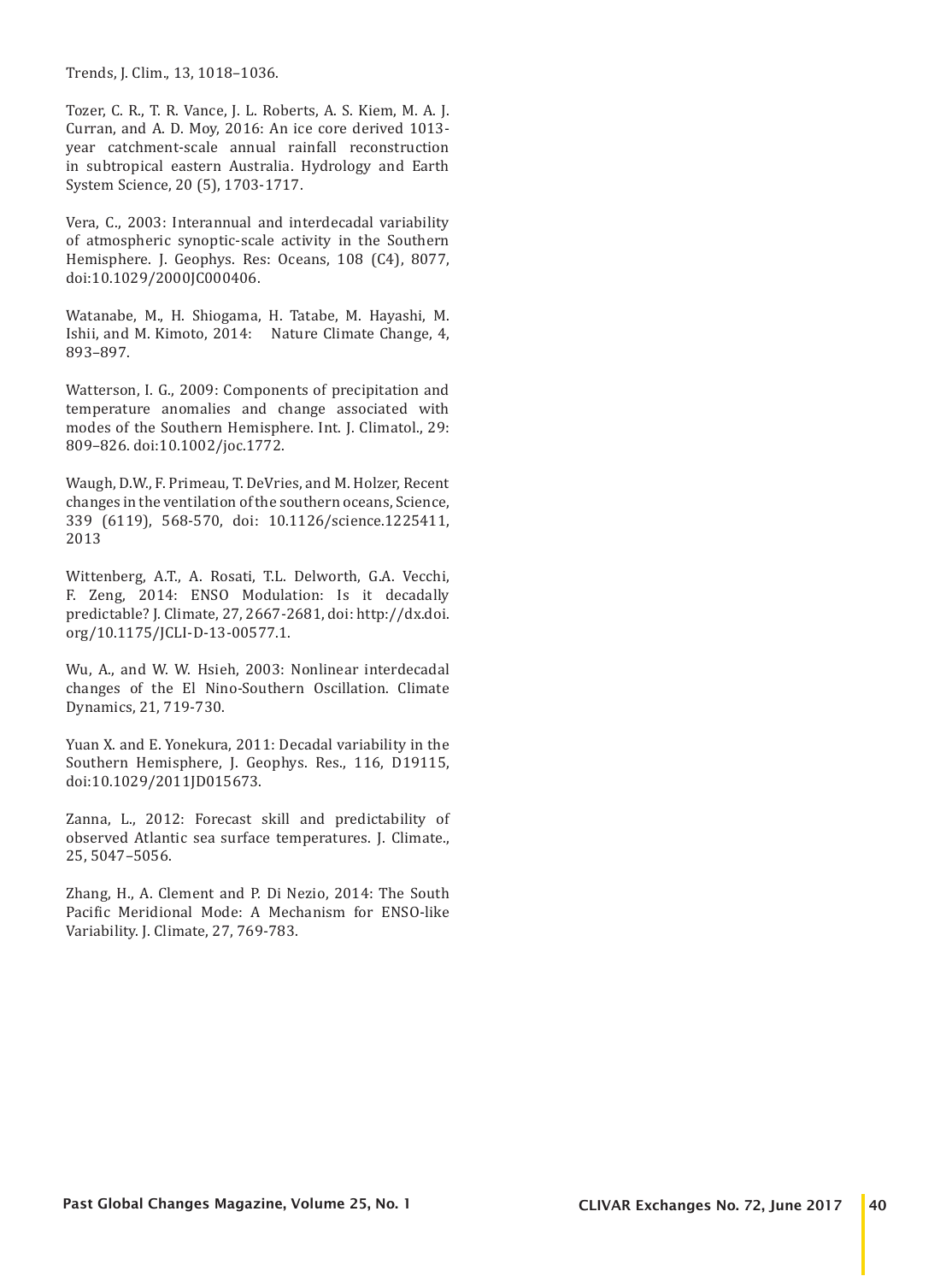Trends, J. Clim., 13, 1018–1036.

Tozer, C. R., T. R. Vance, J. L. Roberts, A. S. Kiem, M. A. J. Curran, and A. D. Moy, 2016: An ice core derived 1013-year catchment-scale annual rainfall reconstruction in subtropical eastern Australia. Hydrology and Earth System Science, 20 (5), 1703-1717.

Vera, C., 2003: Interannual and interdecadal variability of atmospheric synoptic-scale activity in the Southern Hemisphere. J. Geophys. Res: Oceans, 108 (C4), 8077, doi:10.1029/2000JC000406.

Watanabe, M., H. Shiogama, H. Tatabe, M. Hayashi, M. Ishii, and M. Kimoto, 2014: Nature Climate Change, 4, 893–897.

Watterson, I. G., 2009: Components of precipitation and temperature anomalies and change associated with modes of the Southern Hemisphere. Int. J. Climatol., 29: 809–826. doi:10.1002/joc.1772.

Waugh, D.W., F. Primeau, T. DeVries, and M. Holzer, Recent changes in the ventilation of the southern oceans, Science, 339 (6119), 568-570, doi: 10.1126/science.1225411, 2013

Wittenberg, A.T., A. Rosati, T.L. Delworth, G.A. Vecchi, F. Zeng, 2014: ENSO Modulation: Is it decadally predictable? J. Climate, 27, 2667-2681, doi: http://dx.doi.org/10.1175/JCLI-D-13-00577.1.

Wu, A., and W. W. Hsieh, 2003: Nonlinear interdecadal changes of the El Nino-Southern Oscillation. Climate Dynamics, 21, 719-730.

Yuan X. and E. Yonekura, 2011: Decadal variability in the Southern Hemisphere, J. Geophys. Res., 116, D19115, doi:10.1029/2011JD015673.

Zanna, L., 2012: Forecast skill and predictability of observed Atlantic sea surface temperatures. J. Climate., 25, 5047–5056.

Zhang, H., A. Clement and P. Di Nezio, 2014: The South Pacific Meridional Mode: A Mechanism for ENSO-like Variability. J. Climate, 27, 769-783.